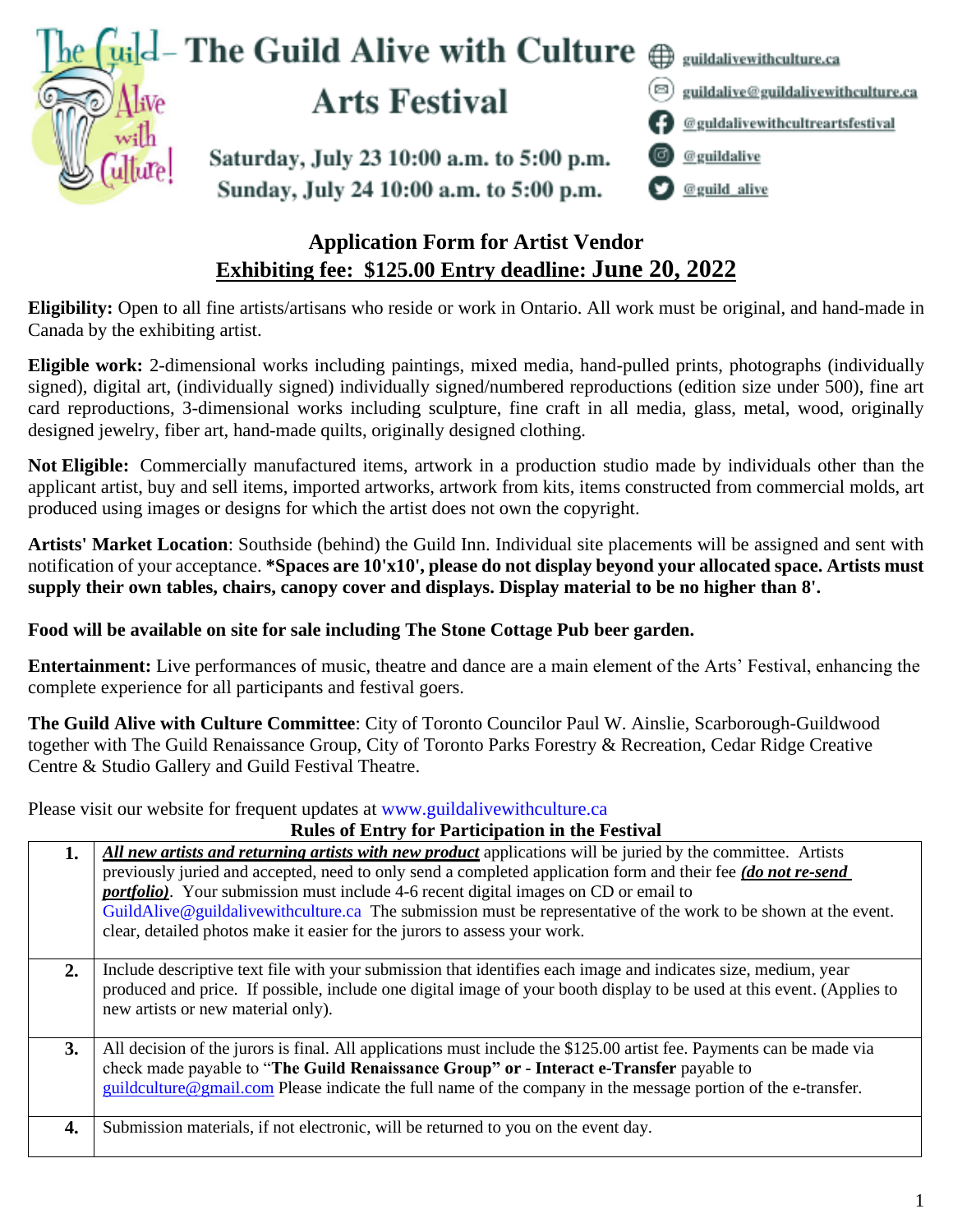# The Guild Alive with Culture Arts Festival

**Saturday, July 23 10:00 a.m. to 5:00 p.m.**
**Sunday, July 24 10:00 a.m. to 5:00 p.m.**

guildalivewithculture.ca
guildalive@guildalivewithculture.ca
@guldalivewithcultreartsfestival
@guildalive
@guild_alive

## Application Form for Artist Vendor

**Exhibiting fee: $125.00 Entry deadline: June 20, 2022**

**Eligibility:** Open to all fine artists/artisans who reside or work in Ontario. All work must be original, and hand-made in Canada by the exhibiting artist.

**Eligible work:** 2-dimensional works including paintings, mixed media, hand-pulled prints, photographs (individually signed), digital art, (individually signed) individually signed/numbered reproductions (edition size under 500), fine art card reproductions, 3-dimensional works including sculpture, fine craft in all media, glass, metal, wood, originally designed jewelry, fiber art, hand-made quilts, originally designed clothing.

**Not Eligible:** Commercially manufactured items, artwork in a production studio made by individuals other than the applicant artist, buy and sell items, imported artworks, artwork from kits, items constructed from commercial molds, art produced using images or designs for which the artist does not own the copyright.

**Artists' Market Location**: Southside (behind) the Guild Inn. Individual site placements will be assigned and sent with notification of your acceptance. ***Spaces are 10'x10', please do not display beyond your allocated space. Artists must supply their own tables, chairs, canopy cover and displays. Display material to be no higher than 8'.**

**Food will be available on site for sale including The Stone Cottage Pub beer garden.**

**Entertainment:** Live performances of music, theatre and dance are a main element of the Arts' Festival, enhancing the complete experience for all participants and festival goers.

**The Guild Alive with Culture Committee**: City of Toronto Councilor Paul W. Ainslie, Scarborough-Guildwood together with The Guild Renaissance Group, City of Toronto Parks Forestry & Recreation, Cedar Ridge Creative Centre & Studio Gallery and Guild Festival Theatre.

Please visit our website for frequent updates at www.guildalivewithculture.ca

**Rules of Entry for Participation in the Festival**

| | |
|---|---|
| **1.** | ***All new artists and returning artists with new product*** applications will be juried by the committee. Artists previously juried and accepted, need to only send a completed application form and their fee ***(do not re-send portfolio)***. Your submission must include 4-6 recent digital images on CD or email to GuildAlive@guildalivewithculture.ca The submission must be representative of the work to be shown at the event. clear, detailed photos make it easier for the jurors to assess your work. |
| **2.** | Include descriptive text file with your submission that identifies each image and indicates size, medium, year produced and price. If possible, include one digital image of your booth display to be used at this event. (Applies to new artists or new material only). |
| **3.** | All decision of the jurors is final. All applications must include the $125.00 artist fee. Payments can be made via check made payable to "**The Guild Renaissance Group" or - Interact e-Transfer** payable to guildculture@gmail.com Please indicate the full name of the company in the message portion of the e-transfer. |
| **4.** | Submission materials, if not electronic, will be returned to you on the event day. |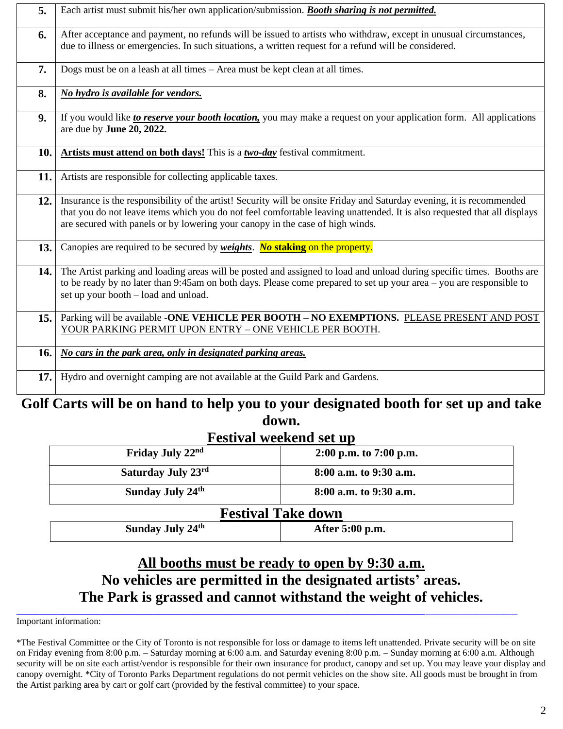| | |
|---|---|
| **5.** | Each artist must submit his/her own application/submission. ***Booth sharing is not permitted.*** |
| **6.** | After acceptance and payment, no refunds will be issued to artists who withdraw, except in unusual circumstances, due to illness or emergencies. In such situations, a written request for a refund will be considered. |
| **7.** | Dogs must be on a leash at all times – Area must be kept clean at all times. |
| **8.** | ***No hydro is available for vendors.*** |
| **9.** | If you would like ***to reserve your booth location,*** you may make a request on your application form. All applications are due by **June 20, 2022.** |
| **10.** | **Artists must attend on both days!** This is a ***two-day*** festival commitment. |
| **11.** | Artists are responsible for collecting applicable taxes. |
| **12.** | Insurance is the responsibility of the artist! Security will be onsite Friday and Saturday evening, it is recommended that you do not leave items which you do not feel comfortable leaving unattended. It is also requested that all displays are secured with panels or by lowering your canopy in the case of high winds. |
| **13.** | Canopies are required to be secured by ***weights***. ***No* staking** on the property. |
| **14.** | The Artist parking and loading areas will be posted and assigned to load and unload during specific times. Booths are to be ready by no later than 9:45am on both days. Please come prepared to set up your area – you are responsible to set up your booth – load and unload. |
| **15.** | Parking will be available -**ONE VEHICLE PER BOOTH – NO EXEMPTIONS.** PLEASE PRESENT AND POST YOUR PARKING PERMIT UPON ENTRY – ONE VEHICLE PER BOOTH. |
| **16.** | ***No cars in the park area, only in designated parking areas.*** |
| **17.** | Hydro and overnight camping are not available at the Guild Park and Gardens. |

## Golf Carts will be on hand to help you to your designated booth for set up and take down.

## Festival weekend set up

| | |
|---|---|
| **Friday July 22nd** | **2:00 p.m. to 7:00 p.m.** |
| **Saturday July 23rd** | **8:00 a.m. to 9:30 a.m.** |
| **Sunday July 24th** | **8:00 a.m. to 9:30 a.m.** |

## Festival Take down

| | |
|---|---|
| **Sunday July 24th** | **After 5:00 p.m.** |

## All booths must be ready to open by 9:30 a.m.
## No vehicles are permitted in the designated artists' areas.
## The Park is grassed and cannot withstand the weight of vehicles.

Important information:

*The Festival Committee or the City of Toronto is not responsible for loss or damage to items left unattended. Private security will be on site on Friday evening from 8:00 p.m. – Saturday morning at 6:00 a.m. and Saturday evening 8:00 p.m. – Sunday morning at 6:00 a.m. Although security will be on site each artist/vendor is responsible for their own insurance for product, canopy and set up. You may leave your display and canopy overnight. *City of Toronto Parks Department regulations do not permit vehicles on the show site. All goods must be brought in from the Artist parking area by cart or golf cart (provided by the festival committee) to your space.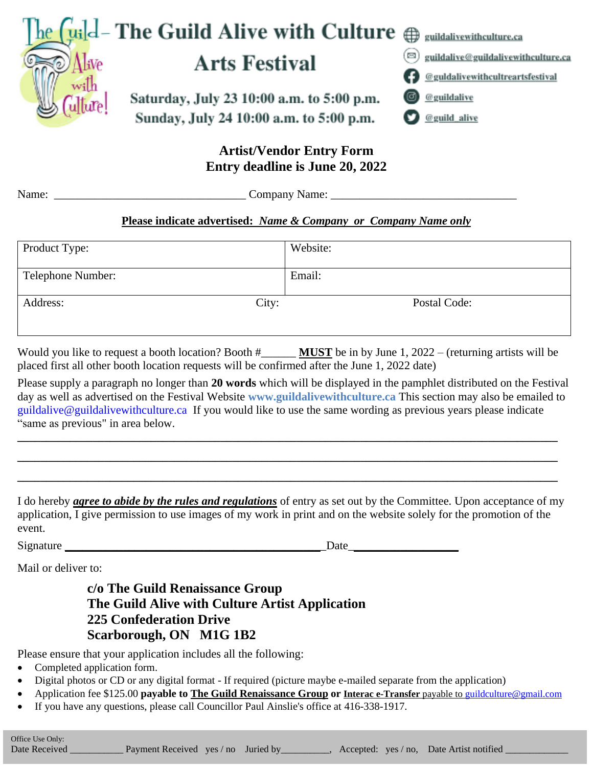# The Guild Alive with Culture Arts Festival

**Saturday, July 23 10:00 a.m. to 5:00 p.m.**
**Sunday, July 24 10:00 a.m. to 5:00 p.m.**

guildalivewithculture.ca
guildalive@guildalivewithculture.ca
@guldalivewithcultreartsfestival
@guildalive
@guild_alive

## Artist/Vendor Entry Form
## Entry deadline is June 20, 2022

Name: ________________________________ Company Name: ________________________________

**Please indicate advertised: *Name & Company or Company Name only***

| | | |
|---|---|---|
| Product Type: | Website: | |
| Telephone Number: | Email: | |
| Address: | City: | Postal Code: |

Would you like to request a booth location? Booth #______ **MUST** be in by June 1, 2022 – (returning artists will be placed first all other booth location requests will be confirmed after the June 1, 2022 date)

Please supply a paragraph no longer than **20 words** which will be displayed in the pamphlet distributed on the Festival day as well as advertised on the Festival Website **www.guildalivewithculture.ca** This section may also be emailed to guildalive@guildalivewithculture.ca If you would like to use the same wording as previous years please indicate "same as previous" in area below.

______________________________________________________________________________

______________________________________________________________________________

______________________________________________________________________________

I do hereby ***agree to abide by the rules and regulations*** of entry as set out by the Committee. Upon acceptance of my application, I give permission to use images of my work in print and on the website solely for the promotion of the event.

Signature ____________________________________________Date_________________

Mail or deliver to:

**c/o The Guild Renaissance Group**
**The Guild Alive with Culture Artist Application**
**225 Confederation Drive**
**Scarborough, ON M1G 1B2**

Please ensure that your application includes all the following:

- Completed application form.
- Digital photos or CD or any digital format - If required (picture maybe e-mailed separate from the application)
- Application fee $125.00 **payable to The Guild Renaissance Group or Interac e-Transfer** payable to guildculture@gmail.com
- If you have any questions, please call Councillor Paul Ainslie's office at 416-338-1917.

Office Use Only:
Date Received ___________ Payment Received yes / no Juried by__________, Accepted: yes / no, Date Artist notified _____________